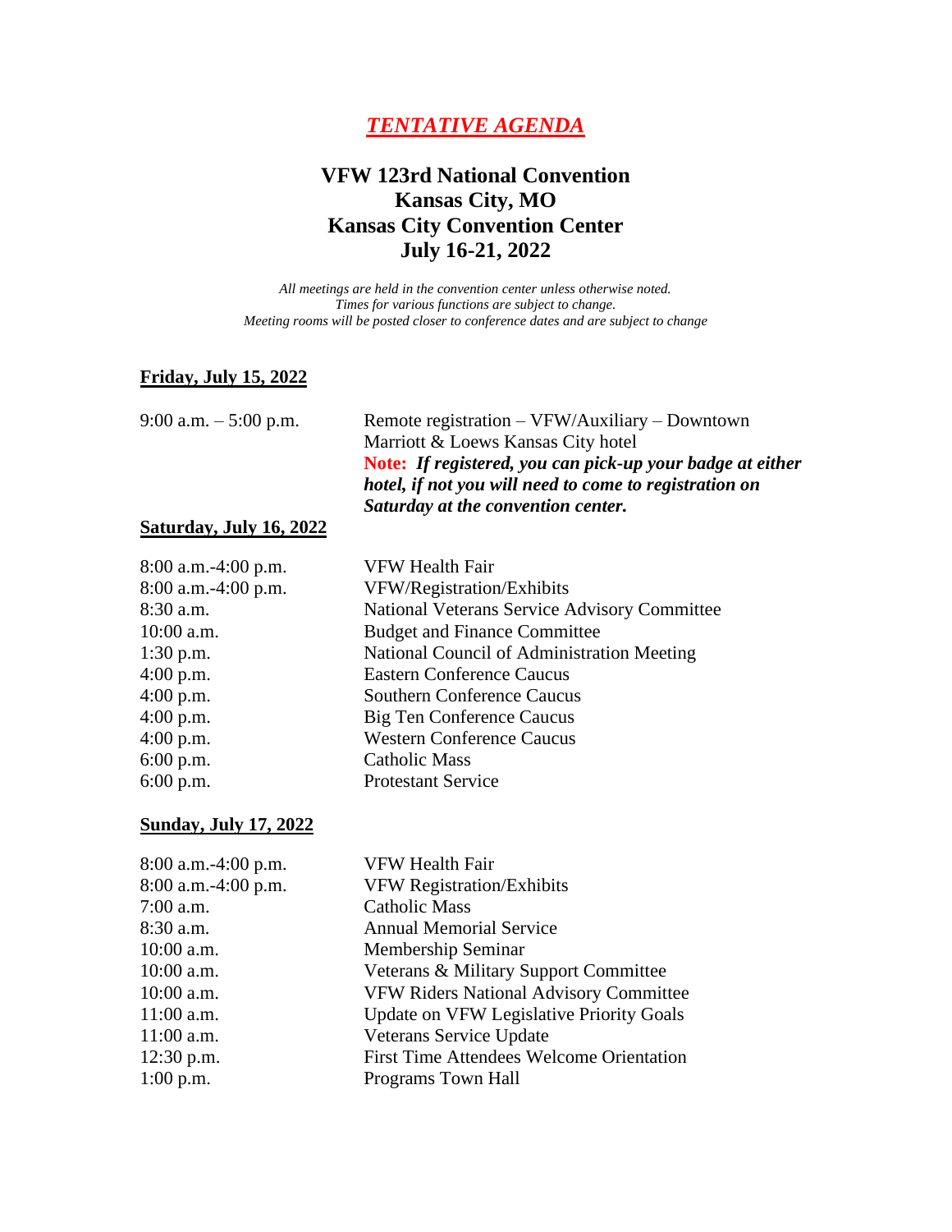# ***TENTATIVE AGENDA***

## VFW 123rd National Convention
## Kansas City, MO
## Kansas City Convention Center
## July 16-21, 2022

*All meetings are held in the convention center unless otherwise noted.*
*Times for various functions are subject to change.*
*Meeting rooms will be posted closer to conference dates and are subject to change*

### Friday, July 15, 2022

| | |
|---|---|
| 9:00 a.m. – 5:00 p.m. | Remote registration – VFW/Auxiliary – Downtown Marriott & Loews Kansas City hotel **Note:** ***If registered, you can pick-up your badge at either hotel, if not you will need to come to registration on Saturday at the convention center.*** |

### Saturday, July 16, 2022

| | |
|---|---|
| 8:00 a.m.-4:00 p.m. | VFW Health Fair |
| 8:00 a.m.-4:00 p.m. | VFW/Registration/Exhibits |
| 8:30 a.m. | National Veterans Service Advisory Committee |
| 10:00 a.m. | Budget and Finance Committee |
| 1:30 p.m. | National Council of Administration Meeting |
| 4:00 p.m. | Eastern Conference Caucus |
| 4:00 p.m. | Southern Conference Caucus |
| 4:00 p.m. | Big Ten Conference Caucus |
| 4:00 p.m. | Western Conference Caucus |
| 6:00 p.m. | Catholic Mass |
| 6:00 p.m. | Protestant Service |

### Sunday, July 17, 2022

| | |
|---|---|
| 8:00 a.m.-4:00 p.m. | VFW Health Fair |
| 8:00 a.m.-4:00 p.m. | VFW Registration/Exhibits |
| 7:00 a.m. | Catholic Mass |
| 8:30 a.m. | Annual Memorial Service |
| 10:00 a.m. | Membership Seminar |
| 10:00 a.m. | Veterans & Military Support Committee |
| 10:00 a.m. | VFW Riders National Advisory Committee |
| 11:00 a.m. | Update on VFW Legislative Priority Goals |
| 11:00 a.m. | Veterans Service Update |
| 12:30 p.m. | First Time Attendees Welcome Orientation |
| 1:00 p.m. | Programs Town Hall |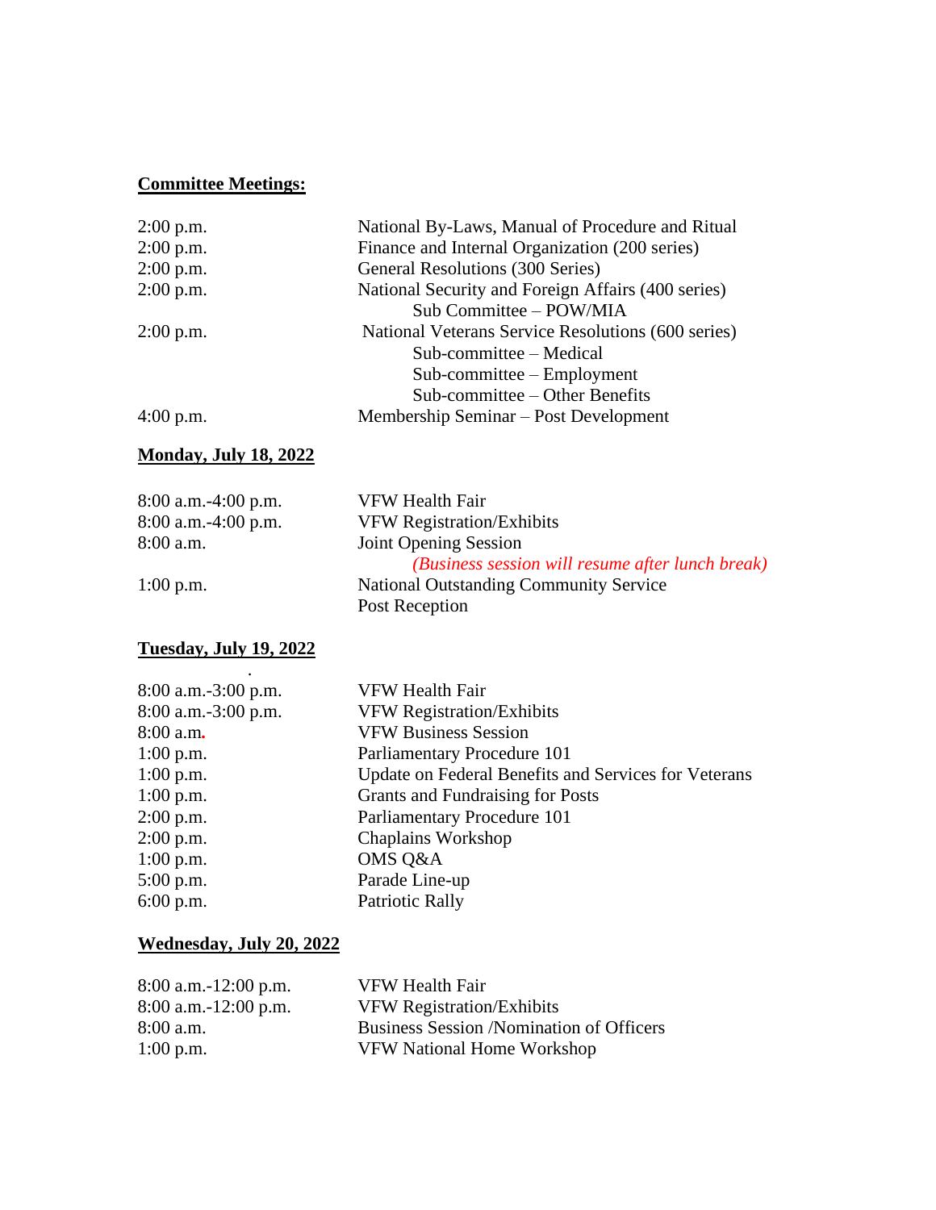**Committee Meetings:**

| | |
|---|---|
| 2:00 p.m. | National By-Laws, Manual of Procedure and Ritual |
| 2:00 p.m. | Finance and Internal Organization (200 series) |
| 2:00 p.m. | General Resolutions (300 Series) |
| 2:00 p.m. | National Security and Foreign Affairs (400 series) |
| | Sub Committee – POW/MIA |
| 2:00 p.m. | National Veterans Service Resolutions (600 series) |
| | Sub-committee – Medical |
| | Sub-committee – Employment |
| | Sub-committee – Other Benefits |
| 4:00 p.m. | Membership Seminar – Post Development |

**Monday, July 18, 2022**

| | |
|---|---|
| 8:00 a.m.-4:00 p.m. | VFW Health Fair |
| 8:00 a.m.-4:00 p.m. | VFW Registration/Exhibits |
| 8:00 a.m. | Joint Opening Session |
| | *(Business session will resume after lunch break)* |
| 1:00 p.m. | National Outstanding Community Service Post Reception |

**Tuesday, July 19, 2022**

| | |
|---|---|
| 8:00 a.m.-3:00 p.m. | VFW Health Fair |
| 8:00 a.m.-3:00 p.m. | VFW Registration/Exhibits |
| 8:00 a.m. | VFW Business Session |
| 1:00 p.m. | Parliamentary Procedure 101 |
| 1:00 p.m. | Update on Federal Benefits and Services for Veterans |
| 1:00 p.m. | Grants and Fundraising for Posts |
| 2:00 p.m. | Parliamentary Procedure 101 |
| 2:00 p.m. | Chaplains Workshop |
| 1:00 p.m. | OMS Q&A |
| 5:00 p.m. | Parade Line-up |
| 6:00 p.m. | Patriotic Rally |

**Wednesday, July 20, 2022**

| | |
|---|---|
| 8:00 a.m.-12:00 p.m. | VFW Health Fair |
| 8:00 a.m.-12:00 p.m. | VFW Registration/Exhibits |
| 8:00 a.m. | Business Session /Nomination of Officers |
| 1:00 p.m. | VFW National Home Workshop |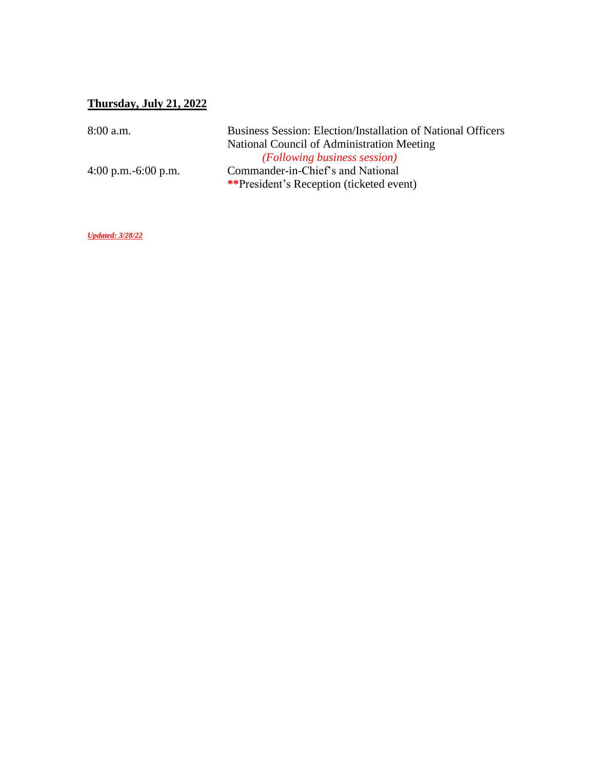**Thursday, July 21, 2022**

| | |
|---|---|
| 8:00 a.m. | Business Session: Election/Installation of National Officers |
| | National Council of Administration Meeting *(Following business session)* |
| 4:00 p.m.-6:00 p.m. | Commander-in-Chief's and National **President's Reception (ticketed event) |

***Updated: 3/28/22***